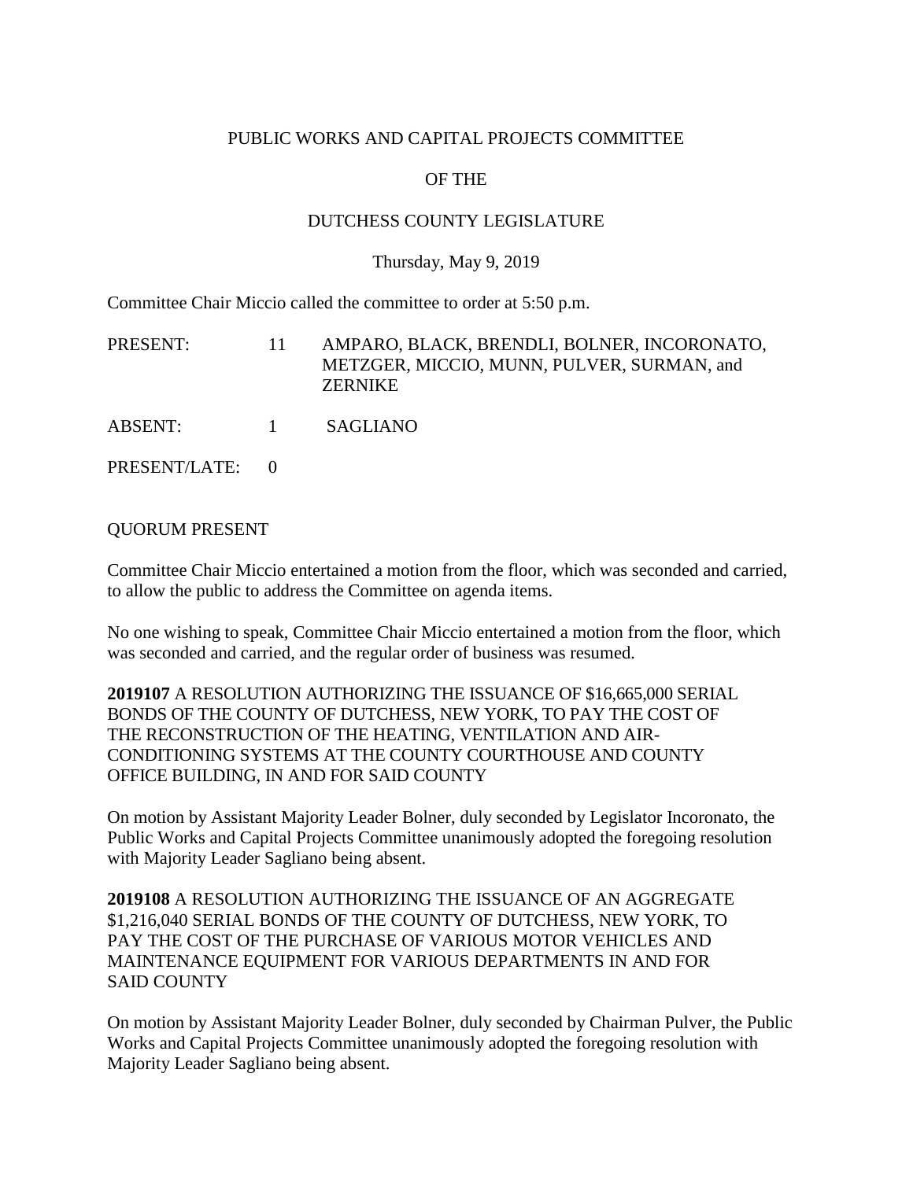PUBLIC WORKS AND CAPITAL PROJECTS COMMITTEE

OF THE

DUTCHESS COUNTY LEGISLATURE

Thursday, May 9, 2019

Committee Chair Miccio called the committee to order at 5:50 p.m.

| | | |
|---|---|---|
| PRESENT: | 11 | AMPARO, BLACK, BRENDLI, BOLNER, INCORONATO, METZGER, MICCIO, MUNN, PULVER, SURMAN, and ZERNIKE |
| ABSENT: | 1 | SAGLIANO |
| PRESENT/LATE: | 0 | |

QUORUM PRESENT

Committee Chair Miccio entertained a motion from the floor, which was seconded and carried, to allow the public to address the Committee on agenda items.

No one wishing to speak, Committee Chair Miccio entertained a motion from the floor, which was seconded and carried, and the regular order of business was resumed.

**2019107** A RESOLUTION AUTHORIZING THE ISSUANCE OF $16,665,000 SERIAL BONDS OF THE COUNTY OF DUTCHESS, NEW YORK, TO PAY THE COST OF THE RECONSTRUCTION OF THE HEATING, VENTILATION AND AIR-CONDITIONING SYSTEMS AT THE COUNTY COURTHOUSE AND COUNTY OFFICE BUILDING, IN AND FOR SAID COUNTY

On motion by Assistant Majority Leader Bolner, duly seconded by Legislator Incoronato, the Public Works and Capital Projects Committee unanimously adopted the foregoing resolution with Majority Leader Sagliano being absent.

**2019108** A RESOLUTION AUTHORIZING THE ISSUANCE OF AN AGGREGATE $1,216,040 SERIAL BONDS OF THE COUNTY OF DUTCHESS, NEW YORK, TO PAY THE COST OF THE PURCHASE OF VARIOUS MOTOR VEHICLES AND MAINTENANCE EQUIPMENT FOR VARIOUS DEPARTMENTS IN AND FOR SAID COUNTY

On motion by Assistant Majority Leader Bolner, duly seconded by Chairman Pulver, the Public Works and Capital Projects Committee unanimously adopted the foregoing resolution with Majority Leader Sagliano being absent.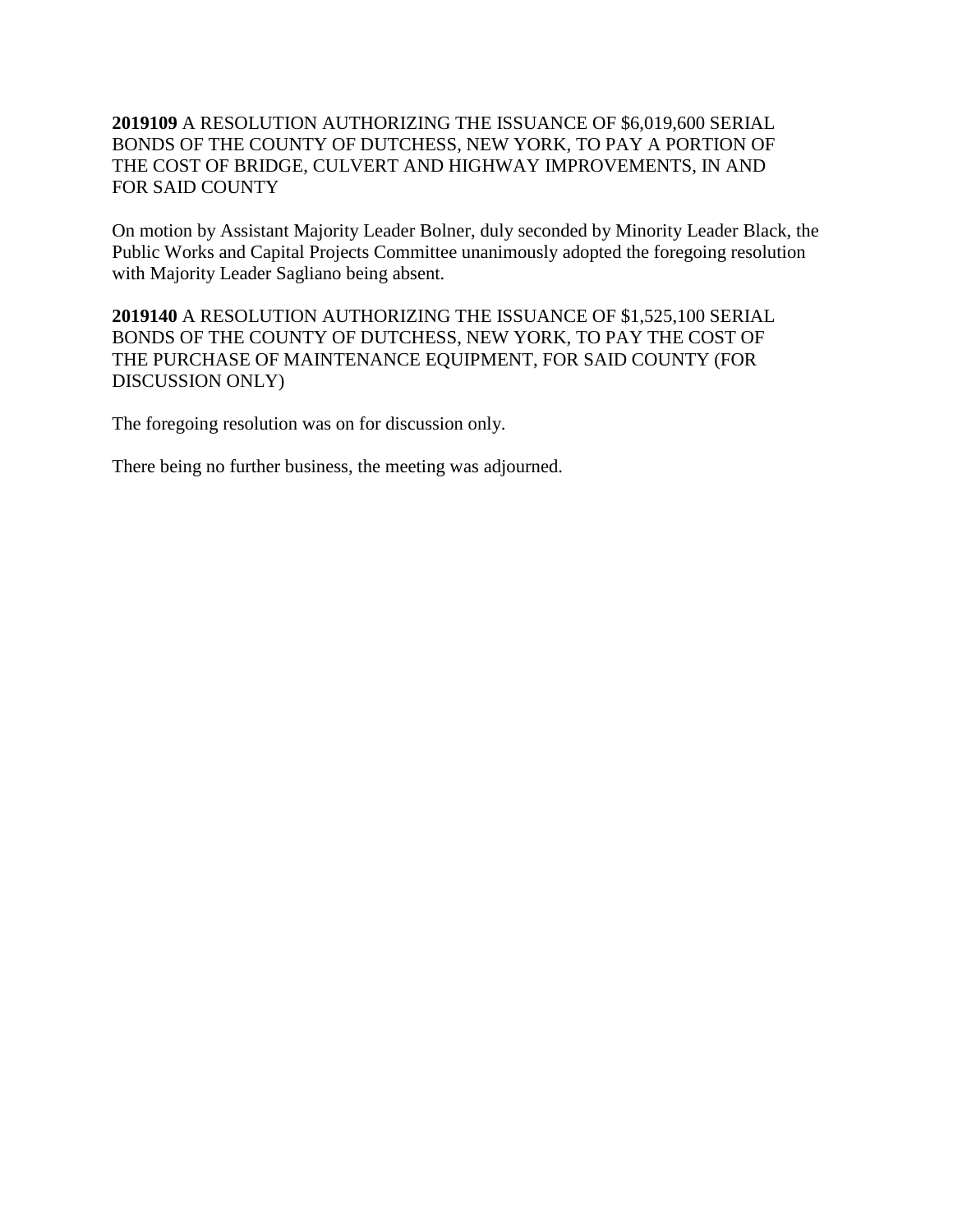**2019109** A RESOLUTION AUTHORIZING THE ISSUANCE OF $6,019,600 SERIAL BONDS OF THE COUNTY OF DUTCHESS, NEW YORK, TO PAY A PORTION OF THE COST OF BRIDGE, CULVERT AND HIGHWAY IMPROVEMENTS, IN AND FOR SAID COUNTY

On motion by Assistant Majority Leader Bolner, duly seconded by Minority Leader Black, the Public Works and Capital Projects Committee unanimously adopted the foregoing resolution with Majority Leader Sagliano being absent.

**2019140** A RESOLUTION AUTHORIZING THE ISSUANCE OF $1,525,100 SERIAL BONDS OF THE COUNTY OF DUTCHESS, NEW YORK, TO PAY THE COST OF THE PURCHASE OF MAINTENANCE EQUIPMENT, FOR SAID COUNTY (FOR DISCUSSION ONLY)

The foregoing resolution was on for discussion only.

There being no further business, the meeting was adjourned.